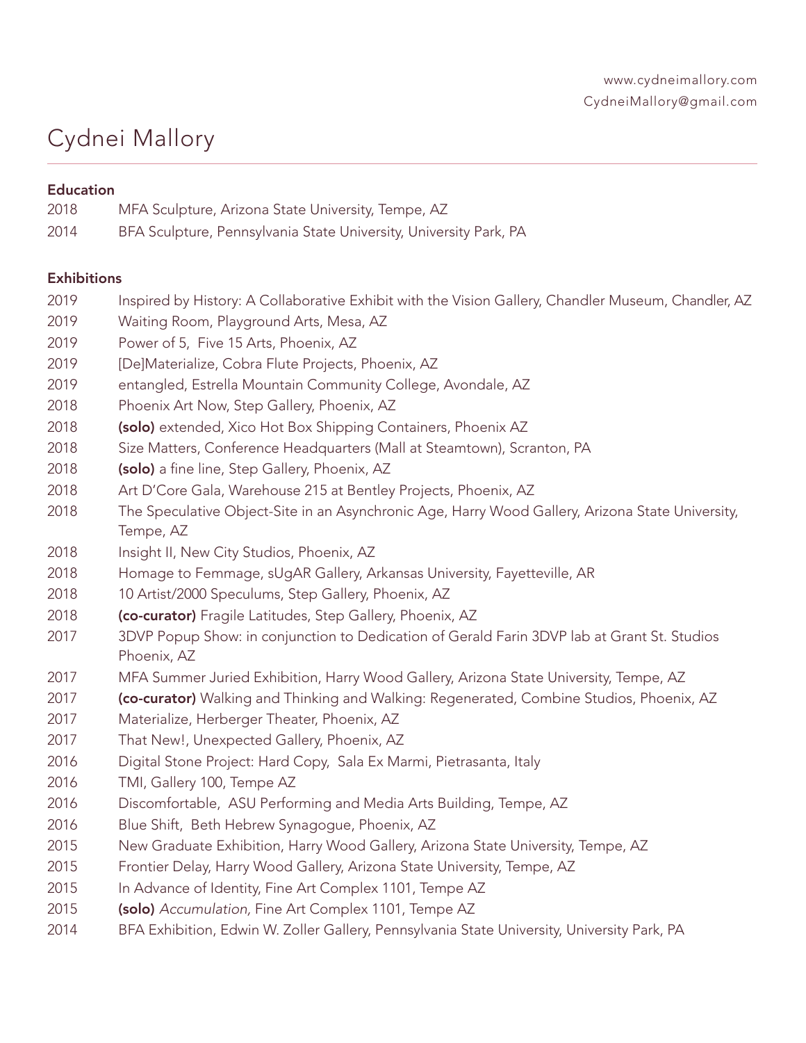www.cydneimallory.com
CydneiMallory@gmail.com

# Cydnei Mallory

---

## Education

2018 MFA Sculpture, Arizona State University, Tempe, AZ

2014 BFA Sculpture, Pennsylvania State University, University Park, PA

## Exhibitions

2019 Inspired by History: A Collaborative Exhibit with the Vision Gallery, Chandler Museum, Chandler, AZ

2019 Waiting Room, Playground Arts, Mesa, AZ

2019 Power of 5, Five 15 Arts, Phoenix, AZ

2019 [De]Materialize, Cobra Flute Projects, Phoenix, AZ

2019 entangled, Estrella Mountain Community College, Avondale, AZ

2018 Phoenix Art Now, Step Gallery, Phoenix, AZ

2018 **(solo)** extended, Xico Hot Box Shipping Containers, Phoenix AZ

2018 Size Matters, Conference Headquarters (Mall at Steamtown), Scranton, PA

2018 **(solo)** a fine line, Step Gallery, Phoenix, AZ

2018 Art D'Core Gala, Warehouse 215 at Bentley Projects, Phoenix, AZ

2018 The Speculative Object-Site in an Asynchronic Age, Harry Wood Gallery, Arizona State University, Tempe, AZ

2018 Insight II, New City Studios, Phoenix, AZ

2018 Homage to Femmage, sUgAR Gallery, Arkansas University, Fayetteville, AR

2018 10 Artist/2000 Speculums, Step Gallery, Phoenix, AZ

2018 **(co-curator)** Fragile Latitudes, Step Gallery, Phoenix, AZ

2017 3DVP Popup Show: in conjunction to Dedication of Gerald Farin 3DVP lab at Grant St. Studios Phoenix, AZ

2017 MFA Summer Juried Exhibition, Harry Wood Gallery, Arizona State University, Tempe, AZ

2017 **(co-curator)** Walking and Thinking and Walking: Regenerated, Combine Studios, Phoenix, AZ

2017 Materialize, Herberger Theater, Phoenix, AZ

2017 That New!, Unexpected Gallery, Phoenix, AZ

2016 Digital Stone Project: Hard Copy, Sala Ex Marmi, Pietrasanta, Italy

2016 TMI, Gallery 100, Tempe AZ

2016 Discomfortable, ASU Performing and Media Arts Building, Tempe, AZ

2016 Blue Shift, Beth Hebrew Synagogue, Phoenix, AZ

2015 New Graduate Exhibition, Harry Wood Gallery, Arizona State University, Tempe, AZ

2015 Frontier Delay, Harry Wood Gallery, Arizona State University, Tempe, AZ

2015 In Advance of Identity, Fine Art Complex 1101, Tempe AZ

2015 **(solo)** *Accumulation,* Fine Art Complex 1101, Tempe AZ

2014 BFA Exhibition, Edwin W. Zoller Gallery, Pennsylvania State University, University Park, PA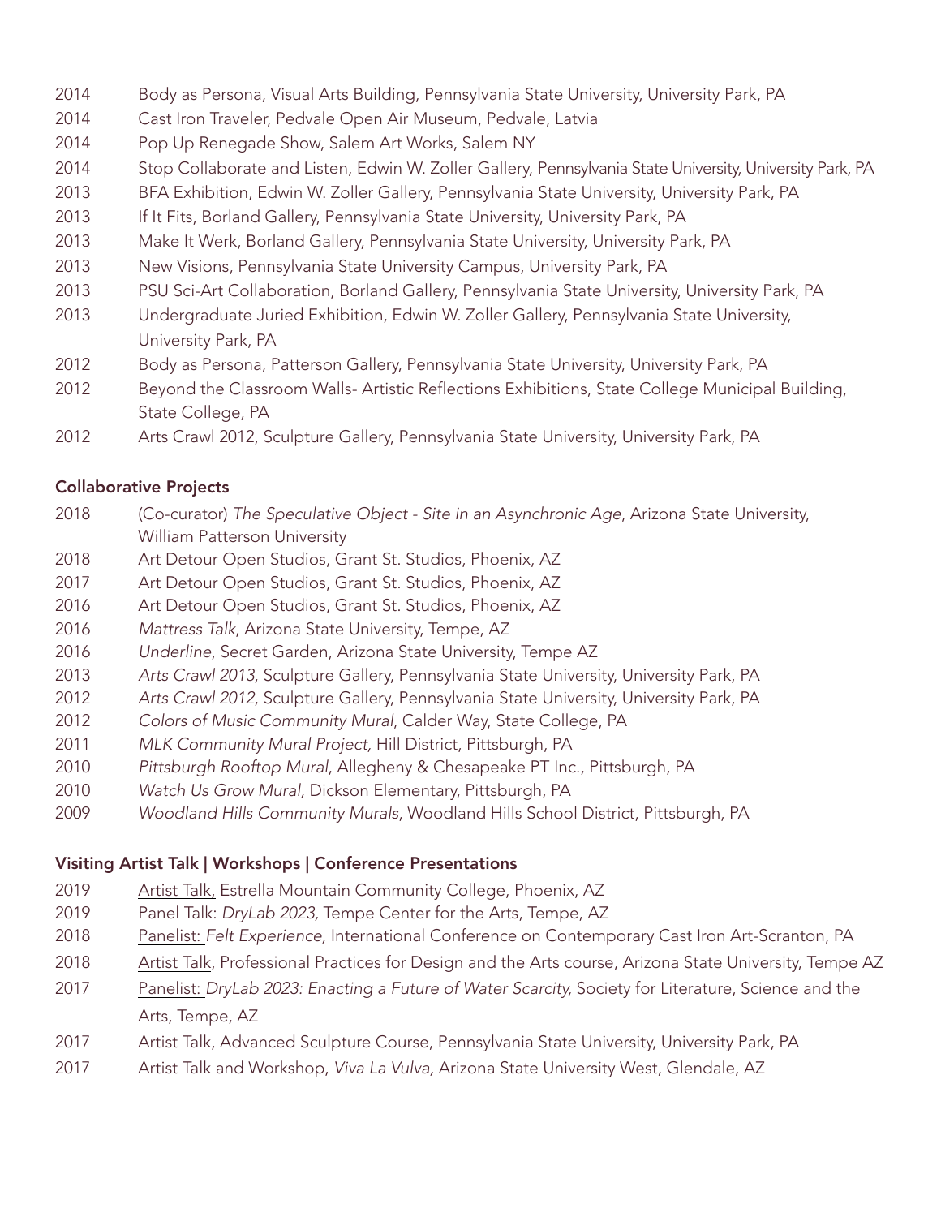2014 Body as Persona, Visual Arts Building, Pennsylvania State University, University Park, PA
2014 Cast Iron Traveler, Pedvale Open Air Museum, Pedvale, Latvia
2014 Pop Up Renegade Show, Salem Art Works, Salem NY
2014 Stop Collaborate and Listen, Edwin W. Zoller Gallery, Pennsylvania State University, University Park, PA
2013 BFA Exhibition, Edwin W. Zoller Gallery, Pennsylvania State University, University Park, PA
2013 If It Fits, Borland Gallery, Pennsylvania State University, University Park, PA
2013 Make It Werk, Borland Gallery, Pennsylvania State University, University Park, PA
2013 New Visions, Pennsylvania State University Campus, University Park, PA
2013 PSU Sci-Art Collaboration, Borland Gallery, Pennsylvania State University, University Park, PA
2013 Undergraduate Juried Exhibition, Edwin W. Zoller Gallery, Pennsylvania State University, University Park, PA
2012 Body as Persona, Patterson Gallery, Pennsylvania State University, University Park, PA
2012 Beyond the Classroom Walls- Artistic Reflections Exhibitions, State College Municipal Building, State College, PA
2012 Arts Crawl 2012, Sculpture Gallery, Pennsylvania State University, University Park, PA

**Collaborative Projects**

2018 (Co-curator) *The Speculative Object - Site in an Asynchronic Age*, Arizona State University, William Patterson University
2018 Art Detour Open Studios, Grant St. Studios, Phoenix, AZ
2017 Art Detour Open Studios, Grant St. Studios, Phoenix, AZ
2016 Art Detour Open Studios, Grant St. Studios, Phoenix, AZ
2016 *Mattress Talk*, Arizona State University, Tempe, AZ
2016 *Underline*, Secret Garden, Arizona State University, Tempe AZ
2013 *Arts Crawl 2013*, Sculpture Gallery, Pennsylvania State University, University Park, PA
2012 *Arts Crawl 2012*, Sculpture Gallery, Pennsylvania State University, University Park, PA
2012 *Colors of Music Community Mural*, Calder Way, State College, PA
2011 *MLK Community Mural Project,* Hill District, Pittsburgh, PA
2010 *Pittsburgh Rooftop Mural*, Allegheny & Chesapeake PT Inc., Pittsburgh, PA
2010 *Watch Us Grow Mural,* Dickson Elementary, Pittsburgh, PA
2009 *Woodland Hills Community Murals*, Woodland Hills School District, Pittsburgh, PA

**Visiting Artist Talk | Workshops | Conference Presentations**

2019 Artist Talk, Estrella Mountain Community College, Phoenix, AZ
2019 Panel Talk: *DryLab 2023,* Tempe Center for the Arts, Tempe, AZ
2018 Panelist: *Felt Experience,* International Conference on Contemporary Cast Iron Art-Scranton, PA
2018 Artist Talk, Professional Practices for Design and the Arts course, Arizona State University, Tempe AZ
2017 Panelist: *DryLab 2023: Enacting a Future of Water Scarcity,* Society for Literature, Science and the Arts, Tempe, AZ
2017 Artist Talk, Advanced Sculpture Course, Pennsylvania State University, University Park, PA
2017 Artist Talk and Workshop, *Viva La Vulva,* Arizona State University West, Glendale, AZ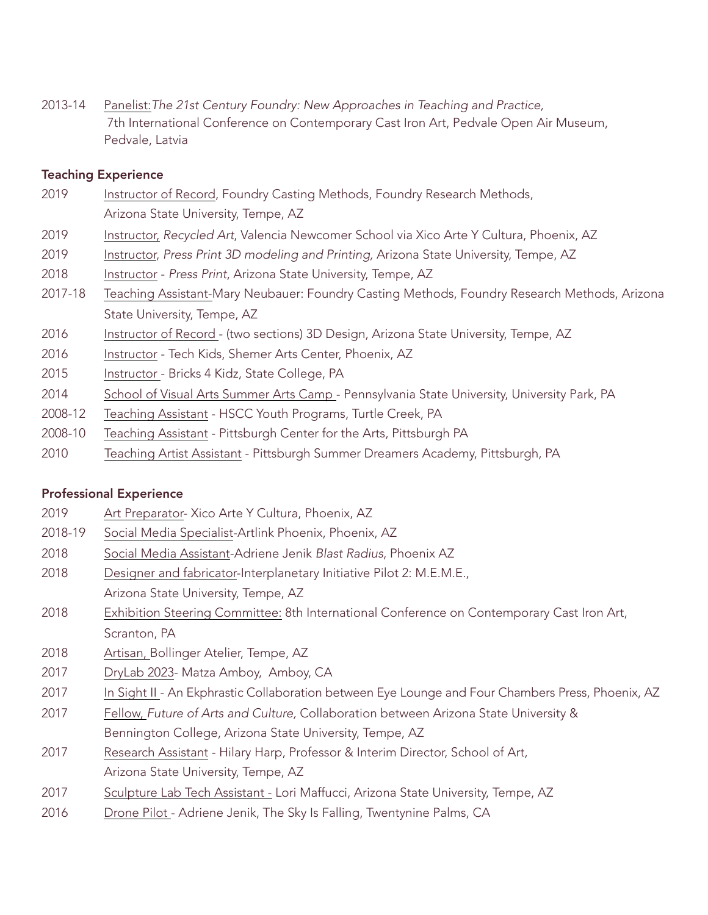2013-14 Panelist: *The 21st Century Foundry: New Approaches in Teaching and Practice,* 7th International Conference on Contemporary Cast Iron Art, Pedvale Open Air Museum, Pedvale, Latvia

### Teaching Experience

2019 Instructor of Record, Foundry Casting Methods, Foundry Research Methods, Arizona State University, Tempe, AZ

2019 Instructor, *Recycled Art*, Valencia Newcomer School via Xico Arte Y Cultura, Phoenix, AZ

2019 Instructor, *Press Print 3D modeling and Printing,* Arizona State University, Tempe, AZ

2018 Instructor - *Press Print*, Arizona State University, Tempe, AZ

2017-18 Teaching Assistant-Mary Neubauer: Foundry Casting Methods, Foundry Research Methods, Arizona State University, Tempe, AZ

2016 Instructor of Record - (two sections) 3D Design, Arizona State University, Tempe, AZ

2016 Instructor - Tech Kids, Shemer Arts Center, Phoenix, AZ

2015 Instructor - Bricks 4 Kidz, State College, PA

2014 School of Visual Arts Summer Arts Camp - Pennsylvania State University, University Park, PA

2008-12 Teaching Assistant - HSCC Youth Programs, Turtle Creek, PA

2008-10 Teaching Assistant - Pittsburgh Center for the Arts, Pittsburgh PA

2010 Teaching Artist Assistant - Pittsburgh Summer Dreamers Academy, Pittsburgh, PA

### Professional Experience

2019 Art Preparator- Xico Arte Y Cultura, Phoenix, AZ

2018-19 Social Media Specialist-Artlink Phoenix, Phoenix, AZ

2018 Social Media Assistant-Adriene Jenik *Blast Radius*, Phoenix AZ

2018 Designer and fabricator-Interplanetary Initiative Pilot 2: M.E.M.E., Arizona State University, Tempe, AZ

2018 Exhibition Steering Committee: 8th International Conference on Contemporary Cast Iron Art, Scranton, PA

2018 Artisan, Bollinger Atelier, Tempe, AZ

2017 DryLab 2023- Matza Amboy, Amboy, CA

2017 In Sight II - An Ekphrastic Collaboration between Eye Lounge and Four Chambers Press, Phoenix, AZ

2017 Fellow, *Future of Arts and Culture,* Collaboration between Arizona State University & Bennington College, Arizona State University, Tempe, AZ

2017 Research Assistant - Hilary Harp, Professor & Interim Director, School of Art, Arizona State University, Tempe, AZ

2017 Sculpture Lab Tech Assistant - Lori Maffucci, Arizona State University, Tempe, AZ

2016 Drone Pilot - Adriene Jenik, The Sky Is Falling, Twentynine Palms, CA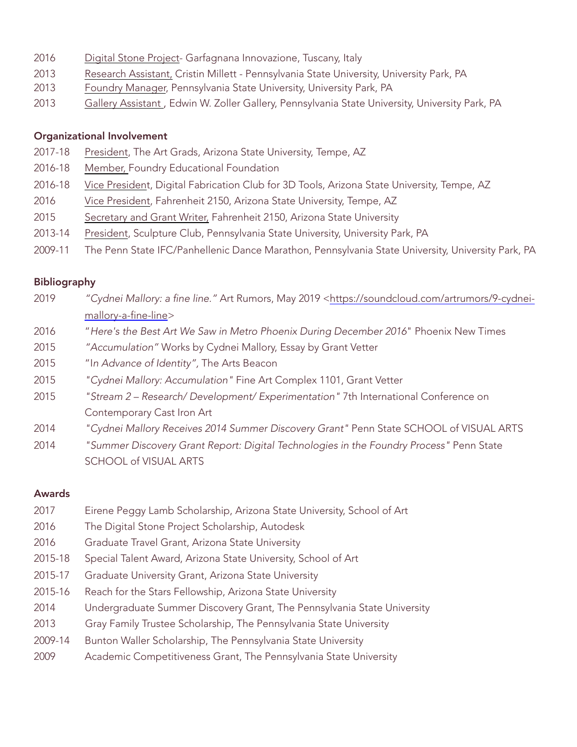2016 Digital Stone Project- Garfagnana Innovazione, Tuscany, Italy
2013 Research Assistant, Cristin Millett - Pennsylvania State University, University Park, PA
2013 Foundry Manager, Pennsylvania State University, University Park, PA
2013 Gallery Assistant , Edwin W. Zoller Gallery, Pennsylvania State University, University Park, PA

**Organizational Involvement**

2017-18 President, The Art Grads, Arizona State University, Tempe, AZ
2016-18 Member, Foundry Educational Foundation
2016-18 Vice President, Digital Fabrication Club for 3D Tools, Arizona State University, Tempe, AZ
2016 Vice President, Fahrenheit 2150, Arizona State University, Tempe, AZ
2015 Secretary and Grant Writer, Fahrenheit 2150, Arizona State University
2013-14 President, Sculpture Club, Pennsylvania State University, University Park, PA
2009-11 The Penn State IFC/Panhellenic Dance Marathon, Pennsylvania State University, University Park, PA

**Bibliography**

2019 *"Cydnei Mallory: a fine line."* Art Rumors, May 2019 <https://soundcloud.com/artrumors/9-cydnei-mallory-a-fine-line>
2016 "*Here's the Best Art We Saw in Metro Phoenix During December 2016*" Phoenix New Times
2015 *"Accumulation"* Works by Cydnei Mallory, Essay by Grant Vetter
2015 "I*n Advance of Identity",* The Arts Beacon
2015 *"Cydnei Mallory: Accumulation"* Fine Art Complex 1101, Grant Vetter
2015 *"Stream 2 – Research/ Development/ Experimentation"* 7th International Conference on Contemporary Cast Iron Art
2014 *"Cydnei Mallory Receives 2014 Summer Discovery Grant"* Penn State SCHOOL of VISUAL ARTS
2014 *"Summer Discovery Grant Report: Digital Technologies in the Foundry Process"* Penn State SCHOOL of VISUAL ARTS

**Awards**

2017 Eirene Peggy Lamb Scholarship, Arizona State University, School of Art
2016 The Digital Stone Project Scholarship, Autodesk
2016 Graduate Travel Grant, Arizona State University
2015-18 Special Talent Award, Arizona State University, School of Art
2015-17 Graduate University Grant, Arizona State University
2015-16 Reach for the Stars Fellowship, Arizona State University
2014 Undergraduate Summer Discovery Grant, The Pennsylvania State University
2013 Gray Family Trustee Scholarship, The Pennsylvania State University
2009-14 Bunton Waller Scholarship, The Pennsylvania State University
2009 Academic Competitiveness Grant, The Pennsylvania State University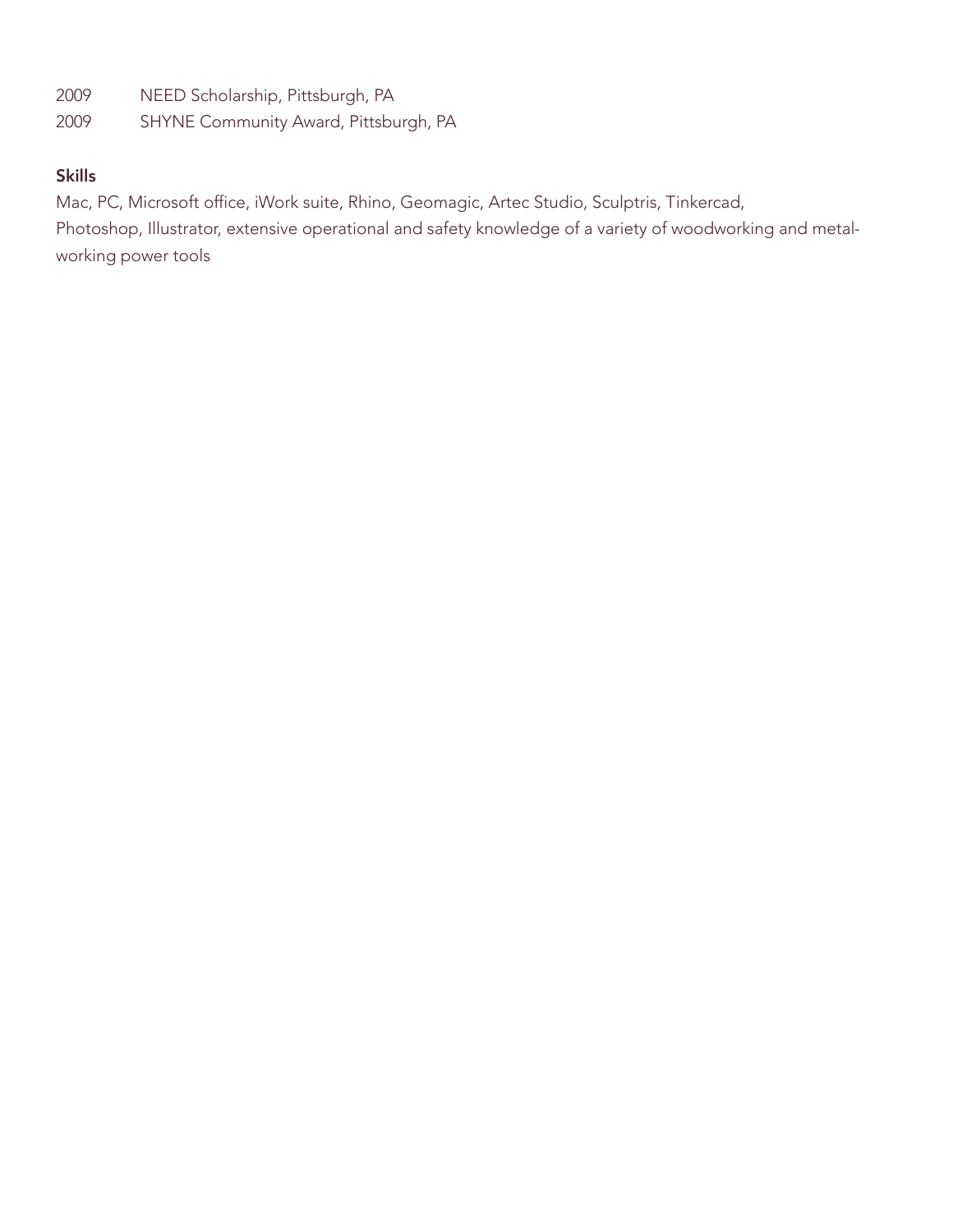2009 NEED Scholarship, Pittsburgh, PA

2009 SHYNE Community Award, Pittsburgh, PA

**Skills**

Mac, PC, Microsoft office, iWork suite, Rhino, Geomagic, Artec Studio, Sculptris, Tinkercad, Photoshop, Illustrator, extensive operational and safety knowledge of a variety of woodworking and metal-working power tools